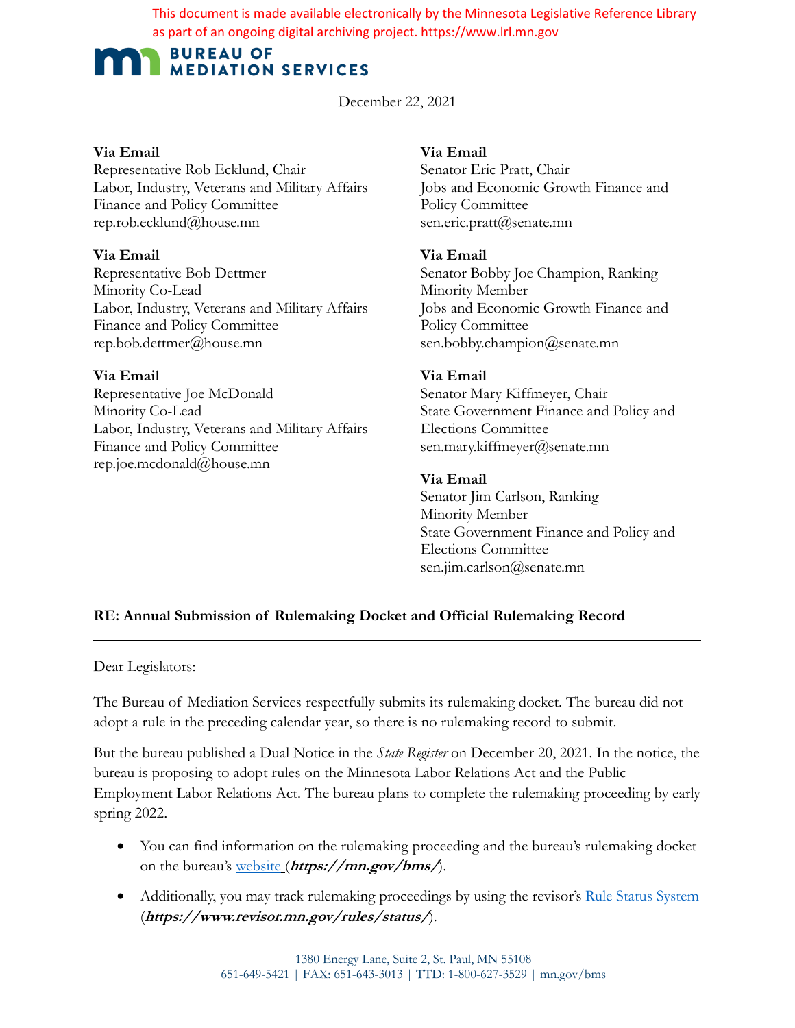This document is made available electronically by the Minnesota Legislative Reference Library as part of an ongoing digital archiving project. https://www.lrl.mn.gov

**BUREAU OF MEDIATION SERVICES**

December 22, 2021

**Via Email**
Representative Rob Ecklund, Chair
Labor, Industry, Veterans and Military Affairs Finance and Policy Committee
rep.rob.ecklund@house.mn

**Via Email**
Representative Bob Dettmer
Minority Co-Lead
Labor, Industry, Veterans and Military Affairs Finance and Policy Committee
rep.bob.dettmer@house.mn

**Via Email**
Representative Joe McDonald
Minority Co-Lead
Labor, Industry, Veterans and Military Affairs Finance and Policy Committee
rep.joe.mcdonald@house.mn

**Via Email**
Senator Eric Pratt, Chair
Jobs and Economic Growth Finance and Policy Committee
sen.eric.pratt@senate.mn

**Via Email**
Senator Bobby Joe Champion, Ranking Minority Member
Jobs and Economic Growth Finance and Policy Committee
sen.bobby.champion@senate.mn

**Via Email**
Senator Mary Kiffmeyer, Chair
State Government Finance and Policy and Elections Committee
sen.mary.kiffmeyer@senate.mn

**Via Email**
Senator Jim Carlson, Ranking Minority Member
State Government Finance and Policy and Elections Committee
sen.jim.carlson@senate.mn

**RE: Annual Submission of Rulemaking Docket and Official Rulemaking Record**

---

Dear Legislators:

The Bureau of Mediation Services respectfully submits its rulemaking docket. The bureau did not adopt a rule in the preceding calendar year, so there is no rulemaking record to submit.

But the bureau published a Dual Notice in the *State Register* on December 20, 2021. In the notice, the bureau is proposing to adopt rules on the Minnesota Labor Relations Act and the Public Employment Labor Relations Act. The bureau plans to complete the rulemaking proceeding by early spring 2022.

- You can find information on the rulemaking proceeding and the bureau's rulemaking docket on the bureau's website (***https://mn.gov/bms/***).
- Additionally, you may track rulemaking proceedings by using the revisor's Rule Status System (***https://www.revisor.mn.gov/rules/status/***).

1380 Energy Lane, Suite 2, St. Paul, MN 55108
651-649-5421 | FAX: 651-643-3013 | TTD: 1-800-627-3529 | mn.gov/bms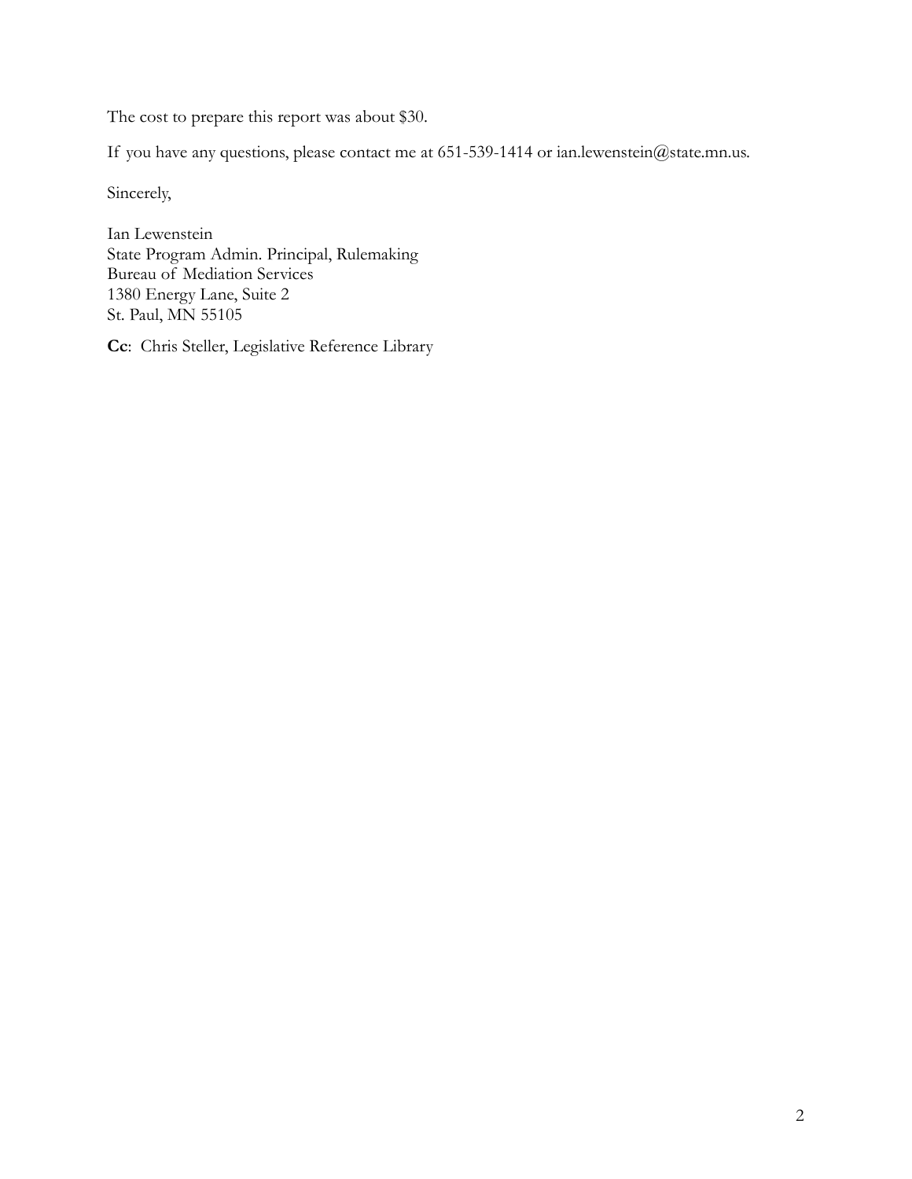The cost to prepare this report was about $30.

If you have any questions, please contact me at 651-539-1414 or ian.lewenstein@state.mn.us.

Sincerely,

Ian Lewenstein
State Program Admin. Principal, Rulemaking
Bureau of Mediation Services
1380 Energy Lane, Suite 2
St. Paul, MN 55105

**Cc**: Chris Steller, Legislative Reference Library